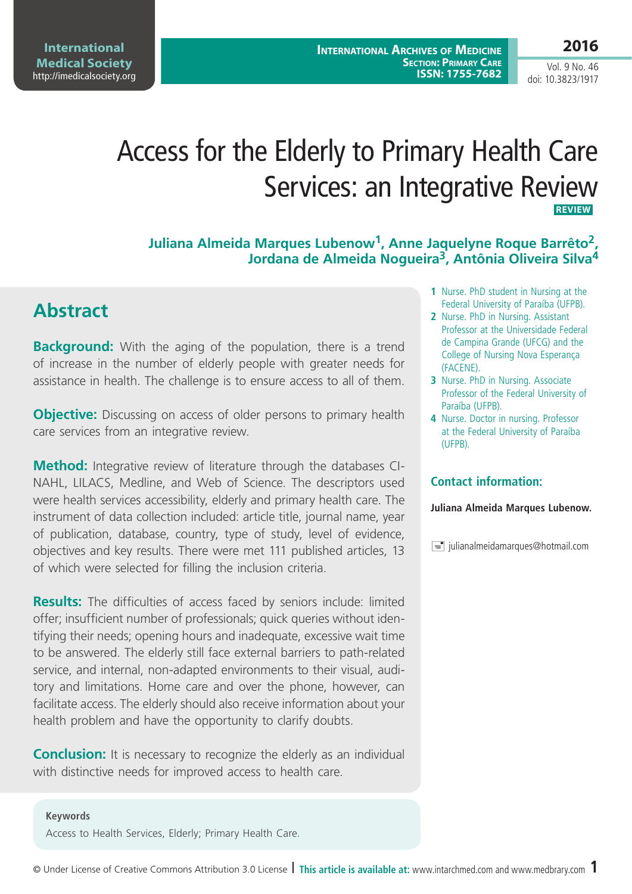# Access for the Elderly to Primary Health Care Services: an Integrative Review

**REVIEW**

**Juliana Almeida Marques Lubenow[1], Anne Jaquelyne Roque Barrêto[2], Jordana de Almeida Nogueira[3], Antônia Oliveira Silva[4]**

1. Nurse. PhD student in Nursing at the Federal University of Paraíba (UFPB).
2. Nurse. PhD in Nursing. Assistant Professor at the Universidade Federal de Campina Grande (UFCG) and the College of Nursing Nova Esperança (FACENE).
3. Nurse. PhD in Nursing. Associate Professor of the Federal University of Paraíba (UFPB).
4. Nurse. Doctor in nursing. Professor at the Federal University of Paraíba (UFPB).

**Contact information:**

**Juliana Almeida Marques Lubenow.**

julianalmeidamarques@hotmail.com

## Abstract

**Background:** With the aging of the population, there is a trend of increase in the number of elderly people with greater needs for assistance in health. The challenge is to ensure access to all of them.

**Objective:** Discussing on access of older persons to primary health care services from an integrative review.

**Method:** Integrative review of literature through the databases CINAHL, LILACS, Medline, and Web of Science. The descriptors used were health services accessibility, elderly and primary health care. The instrument of data collection included: article title, journal name, year of publication, database, country, type of study, level of evidence, objectives and key results. There were met 111 published articles, 13 of which were selected for filling the inclusion criteria.

**Results:** The difficulties of access faced by seniors include: limited offer; insufficient number of professionals; quick queries without identifying their needs; opening hours and inadequate, excessive wait time to be answered. The elderly still face external barriers to path-related service, and internal, non-adapted environments to their visual, auditory and limitations. Home care and over the phone, however, can facilitate access. The elderly should also receive information about your health problem and have the opportunity to clarify doubts.

**Conclusion:** It is necessary to recognize the elderly as an individual with distinctive needs for improved access to health care.

**Keywords**

Access to Health Services, Elderly; Primary Health Care.

© Under License of Creative Commons Attribution 3.0 License | **This article is available at:** www.intarchmed.com and www.medbrary.com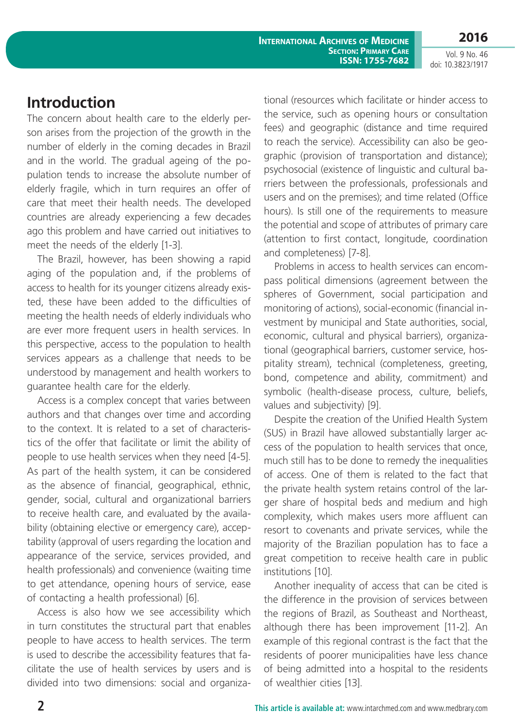## Introduction

The concern about health care to the elderly person arises from the projection of the growth in the number of elderly in the coming decades in Brazil and in the world. The gradual ageing of the population tends to increase the absolute number of elderly fragile, which in turn requires an offer of care that meet their health needs. The developed countries are already experiencing a few decades ago this problem and have carried out initiatives to meet the needs of the elderly [1-3].

The Brazil, however, has been showing a rapid aging of the population and, if the problems of access to health for its younger citizens already existed, these have been added to the difficulties of meeting the health needs of elderly individuals who are ever more frequent users in health services. In this perspective, access to the population to health services appears as a challenge that needs to be understood by management and health workers to guarantee health care for the elderly.

Access is a complex concept that varies between authors and that changes over time and according to the context. It is related to a set of characteristics of the offer that facilitate or limit the ability of people to use health services when they need [4-5]. As part of the health system, it can be considered as the absence of financial, geographical, ethnic, gender, social, cultural and organizational barriers to receive health care, and evaluated by the availability (obtaining elective or emergency care), acceptability (approval of users regarding the location and appearance of the service, services provided, and health professionals) and convenience (waiting time to get attendance, opening hours of service, ease of contacting a health professional) [6].

Access is also how we see accessibility which in turn constitutes the structural part that enables people to have access to health services. The term is used to describe the accessibility features that facilitate the use of health services by users and is divided into two dimensions: social and organizational (resources which facilitate or hinder access to the service, such as opening hours or consultation fees) and geographic (distance and time required to reach the service). Accessibility can also be geographic (provision of transportation and distance); psychosocial (existence of linguistic and cultural barriers between the professionals, professionals and users and on the premises); and time related (Office hours). Is still one of the requirements to measure the potential and scope of attributes of primary care (attention to first contact, longitude, coordination and completeness) [7-8].

Problems in access to health services can encompass political dimensions (agreement between the spheres of Government, social participation and monitoring of actions), social-economic (financial investment by municipal and State authorities, social, economic, cultural and physical barriers), organizational (geographical barriers, customer service, hospitality stream), technical (completeness, greeting, bond, competence and ability, commitment) and symbolic (health-disease process, culture, beliefs, values and subjectivity) [9].

Despite the creation of the Unified Health System (SUS) in Brazil have allowed substantially larger access of the population to health services that once, much still has to be done to remedy the inequalities of access. One of them is related to the fact that the private health system retains control of the larger share of hospital beds and medium and high complexity, which makes users more affluent can resort to covenants and private services, while the majority of the Brazilian population has to face a great competition to receive health care in public institutions [10].

Another inequality of access that can be cited is the difference in the provision of services between the regions of Brazil, as Southeast and Northeast, although there has been improvement [11-2]. An example of this regional contrast is the fact that the residents of poorer municipalities have less chance of being admitted into a hospital to the residents of wealthier cities [13].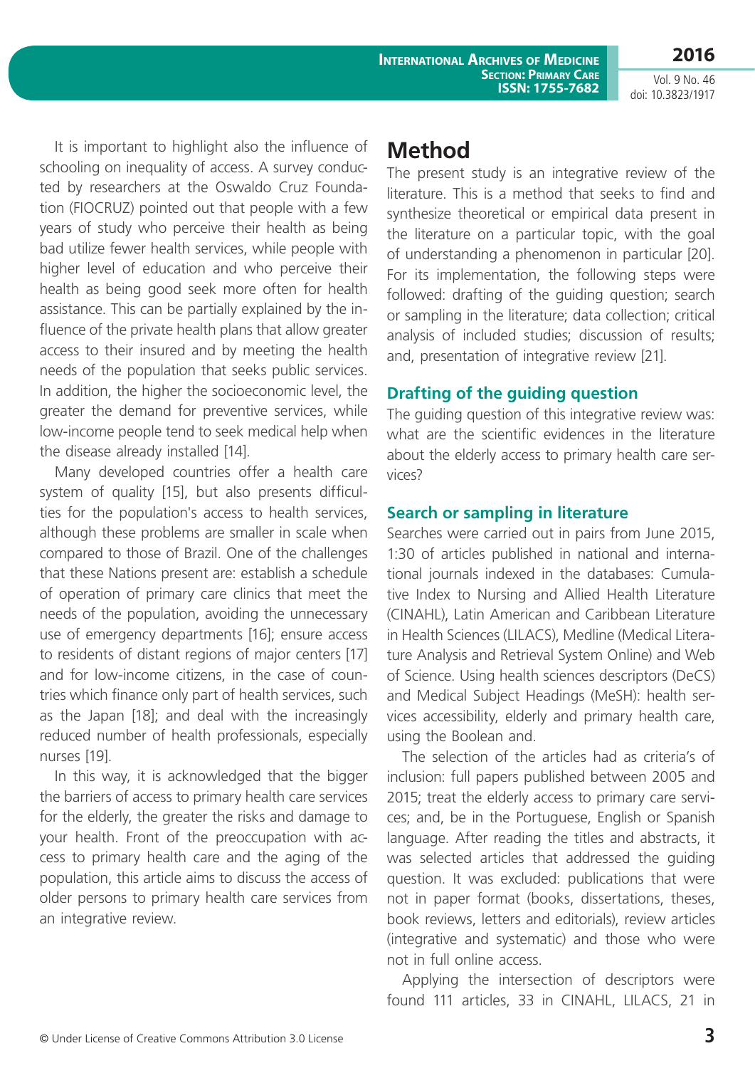It is important to highlight also the influence of schooling on inequality of access. A survey conducted by researchers at the Oswaldo Cruz Foundation (FIOCRUZ) pointed out that people with a few years of study who perceive their health as being bad utilize fewer health services, while people with higher level of education and who perceive their health as being good seek more often for health assistance. This can be partially explained by the influence of the private health plans that allow greater access to their insured and by meeting the health needs of the population that seeks public services. In addition, the higher the socioeconomic level, the greater the demand for preventive services, while low-income people tend to seek medical help when the disease already installed [14].

Many developed countries offer a health care system of quality [15], but also presents difficulties for the population's access to health services, although these problems are smaller in scale when compared to those of Brazil. One of the challenges that these Nations present are: establish a schedule of operation of primary care clinics that meet the needs of the population, avoiding the unnecessary use of emergency departments [16]; ensure access to residents of distant regions of major centers [17] and for low-income citizens, in the case of countries which finance only part of health services, such as the Japan [18]; and deal with the increasingly reduced number of health professionals, especially nurses [19].

In this way, it is acknowledged that the bigger the barriers of access to primary health care services for the elderly, the greater the risks and damage to your health. Front of the preoccupation with access to primary health care and the aging of the population, this article aims to discuss the access of older persons to primary health care services from an integrative review.

# Method

The present study is an integrative review of the literature. This is a method that seeks to find and synthesize theoretical or empirical data present in the literature on a particular topic, with the goal of understanding a phenomenon in particular [20]. For its implementation, the following steps were followed: drafting of the guiding question; search or sampling in the literature; data collection; critical analysis of included studies; discussion of results; and, presentation of integrative review [21].

## Drafting of the guiding question

The guiding question of this integrative review was: what are the scientific evidences in the literature about the elderly access to primary health care services?

## Search or sampling in literature

Searches were carried out in pairs from June 2015, 1:30 of articles published in national and international journals indexed in the databases: Cumulative Index to Nursing and Allied Health Literature (CINAHL), Latin American and Caribbean Literature in Health Sciences (LILACS), Medline (Medical Literature Analysis and Retrieval System Online) and Web of Science. Using health sciences descriptors (DeCS) and Medical Subject Headings (MeSH): health services accessibility, elderly and primary health care, using the Boolean and.

The selection of the articles had as criteria's of inclusion: full papers published between 2005 and 2015; treat the elderly access to primary care services; and, be in the Portuguese, English or Spanish language. After reading the titles and abstracts, it was selected articles that addressed the guiding question. It was excluded: publications that were not in paper format (books, dissertations, theses, book reviews, letters and editorials), review articles (integrative and systematic) and those who were not in full online access.

Applying the intersection of descriptors were found 111 articles, 33 in CINAHL, LILACS, 21 in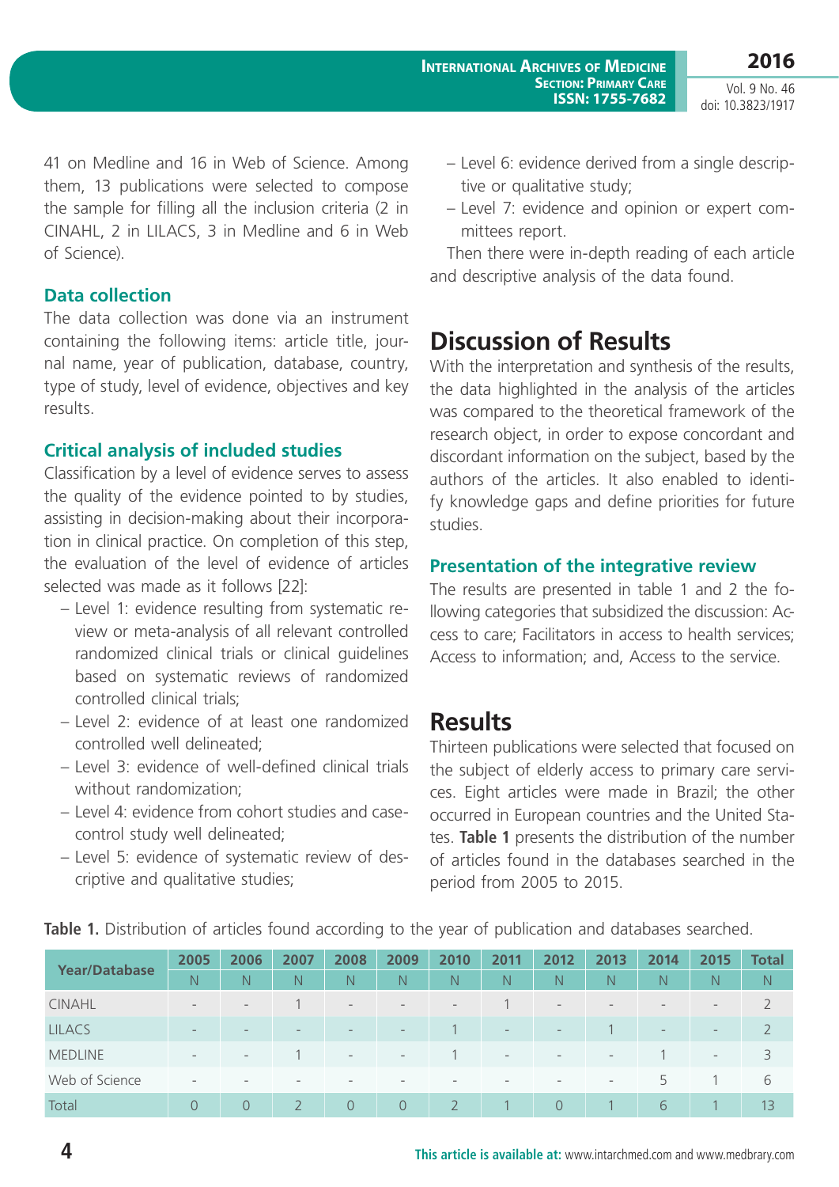41 on Medline and 16 in Web of Science. Among them, 13 publications were selected to compose the sample for filling all the inclusion criteria (2 in CINAHL, 2 in LILACS, 3 in Medline and 6 in Web of Science).

### Data collection

The data collection was done via an instrument containing the following items: article title, journal name, year of publication, database, country, type of study, level of evidence, objectives and key results.

### Critical analysis of included studies

Classification by a level of evidence serves to assess the quality of the evidence pointed to by studies, assisting in decision-making about their incorporation in clinical practice. On completion of this step, the evaluation of the level of evidence of articles selected was made as it follows [22]:

- Level 1: evidence resulting from systematic review or meta-analysis of all relevant controlled randomized clinical trials or clinical guidelines based on systematic reviews of randomized controlled clinical trials;
- Level 2: evidence of at least one randomized controlled well delineated;
- Level 3: evidence of well-defined clinical trials without randomization;
- Level 4: evidence from cohort studies and case-control study well delineated;
- Level 5: evidence of systematic review of descriptive and qualitative studies;
- Level 6: evidence derived from a single descriptive or qualitative study;
- Level 7: evidence and opinion or expert committees report.

Then there were in-depth reading of each article and descriptive analysis of the data found.

## Discussion of Results

With the interpretation and synthesis of the results, the data highlighted in the analysis of the articles was compared to the theoretical framework of the research object, in order to expose concordant and discordant information on the subject, based by the authors of the articles. It also enabled to identify knowledge gaps and define priorities for future studies.

### Presentation of the integrative review

The results are presented in table 1 and 2 the following categories that subsidized the discussion: Access to care; Facilitators in access to health services; Access to information; and, Access to the service.

## Results

Thirteen publications were selected that focused on the subject of elderly access to primary care services. Eight articles were made in Brazil; the other occurred in European countries and the United States. **Table 1** presents the distribution of the number of articles found in the databases searched in the period from 2005 to 2015.

**Table 1.** Distribution of articles found according to the year of publication and databases searched.

| Year/Database | 2005 | 2006 | 2007 | 2008 | 2009 | 2010 | 2011 | 2012 | 2013 | 2014 | 2015 | Total |
|---|---|---|---|---|---|---|---|---|---|---|---|---|
| | N | N | N | N | N | N | N | N | N | N | N | N |
| CINAHL | - | - | 1 | - | - | - | 1 | - | - | - | - | 2 |
| LILACS | - | - | - | - | - | 1 | - | - | 1 | - | - | 2 |
| MEDLINE | - | - | 1 | - | - | 1 | - | - | - | 1 | - | 3 |
| Web of Science | - | - | - | - | - | - | - | - | - | 5 | 1 | 6 |
| Total | 0 | 0 | 2 | 0 | 0 | 2 | 1 | 0 | 1 | 6 | 1 | 13 |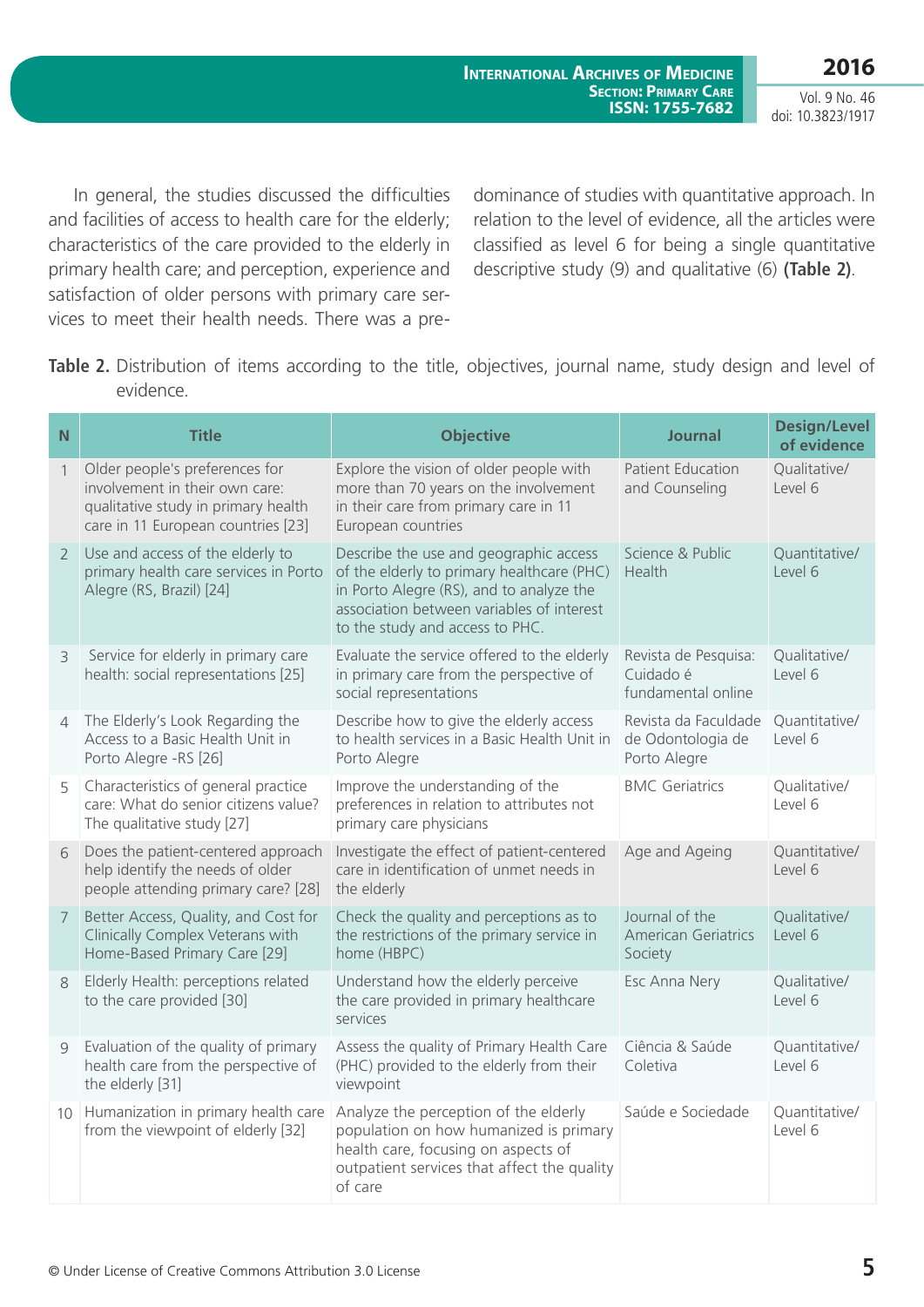In general, the studies discussed the difficulties and facilities of access to health care for the elderly; characteristics of the care provided to the elderly in primary health care; and perception, experience and satisfaction of older persons with primary care services to meet their health needs. There was a predominance of studies with quantitative approach. In relation to the level of evidence, all the articles were classified as level 6 for being a single quantitative descriptive study (9) and qualitative (6) **(Table 2)**.

**Table 2.** Distribution of items according to the title, objectives, journal name, study design and level of evidence.

| N | Title | Objective | Journal | Design/Level of evidence |
|---|---|---|---|---|
| 1 | Older people's preferences for involvement in their own care: qualitative study in primary health care in 11 European countries [23] | Explore the vision of older people with more than 70 years on the involvement in their care from primary care in 11 European countries | Patient Education and Counseling | Qualitative/ Level 6 |
| 2 | Use and access of the elderly to primary health care services in Porto Alegre (RS, Brazil) [24] | Describe the use and geographic access of the elderly to primary healthcare (PHC) in Porto Alegre (RS), and to analyze the association between variables of interest to the study and access to PHC. | Science & Public Health | Quantitative/ Level 6 |
| 3 | Service for elderly in primary care health: social representations [25] | Evaluate the service offered to the elderly in primary care from the perspective of social representations | Revista de Pesquisa: Cuidado é fundamental online | Qualitative/ Level 6 |
| 4 | The Elderly's Look Regarding the Access to a Basic Health Unit in Porto Alegre -RS [26] | Describe how to give the elderly access to health services in a Basic Health Unit in Porto Alegre | Revista da Faculdade de Odontologia de Porto Alegre | Quantitative/ Level 6 |
| 5 | Characteristics of general practice care: What do senior citizens value? The qualitative study [27] | Improve the understanding of the preferences in relation to attributes not primary care physicians | BMC Geriatrics | Qualitative/ Level 6 |
| 6 | Does the patient-centered approach help identify the needs of older people attending primary care? [28] | Investigate the effect of patient-centered care in identification of unmet needs in the elderly | Age and Ageing | Quantitative/ Level 6 |
| 7 | Better Access, Quality, and Cost for Clinically Complex Veterans with Home-Based Primary Care [29] | Check the quality and perceptions as to the restrictions of the primary service in home (HBPC) | Journal of the American Geriatrics Society | Qualitative/ Level 6 |
| 8 | Elderly Health: perceptions related to the care provided [30] | Understand how the elderly perceive the care provided in primary healthcare services | Esc Anna Nery | Qualitative/ Level 6 |
| 9 | Evaluation of the quality of primary health care from the perspective of the elderly [31] | Assess the quality of Primary Health Care (PHC) provided to the elderly from their viewpoint | Ciência & Saúde Coletiva | Quantitative/ Level 6 |
| 10 | Humanization in primary health care from the viewpoint of elderly [32] | Analyze the perception of the elderly population on how humanized is primary health care, focusing on aspects of outpatient services that affect the quality of care | Saúde e Sociedade | Quantitative/ Level 6 |

© Under License of Creative Commons Attribution 3.0 License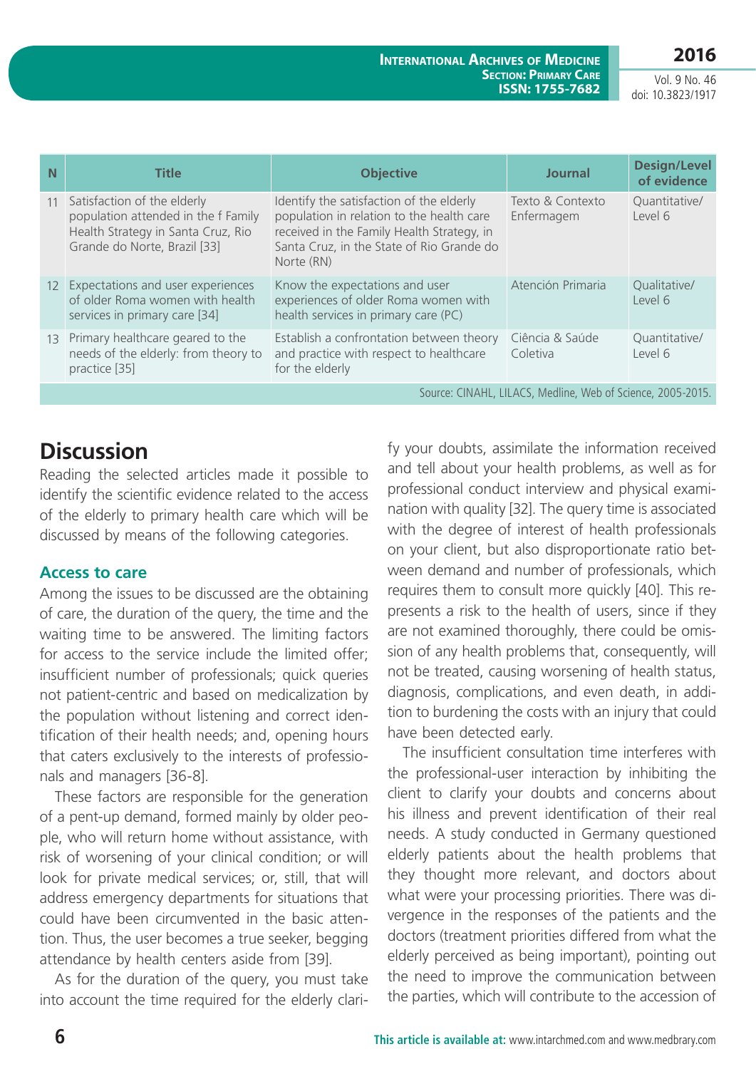| N | Title | Objective | Journal | Design/Level of evidence |
|---|---|---|---|---|
| 11 | Satisfaction of the elderly population attended in the f Family Health Strategy in Santa Cruz, Rio Grande do Norte, Brazil [33] | Identify the satisfaction of the elderly population in relation to the health care received in the Family Health Strategy, in Santa Cruz, in the State of Rio Grande do Norte (RN) | Texto & Contexto Enfermagem | Quantitative/ Level 6 |
| 12 | Expectations and user experiences of older Roma women with health services in primary care [34] | Know the expectations and user experiences of older Roma women with health services in primary care (PC) | Atención Primaria | Qualitative/ Level 6 |
| 13 | Primary healthcare geared to the needs of the elderly: from theory to practice [35] | Establish a confrontation between theory and practice with respect to healthcare for the elderly | Ciência & Saúde Coletiva | Quantitative/ Level 6 |

Source: CINAHL, LILACS, Medline, Web of Science, 2005-2015.

## Discussion

Reading the selected articles made it possible to identify the scientific evidence related to the access of the elderly to primary health care which will be discussed by means of the following categories.

### Access to care

Among the issues to be discussed are the obtaining of care, the duration of the query, the time and the waiting time to be answered. The limiting factors for access to the service include the limited offer; insufficient number of professionals; quick queries not patient-centric and based on medicalization by the population without listening and correct identification of their health needs; and, opening hours that caters exclusively to the interests of professionals and managers [36-8].

These factors are responsible for the generation of a pent-up demand, formed mainly by older people, who will return home without assistance, with risk of worsening of your clinical condition; or will look for private medical services; or, still, that will address emergency departments for situations that could have been circumvented in the basic attention. Thus, the user becomes a true seeker, begging attendance by health centers aside from [39].

As for the duration of the query, you must take into account the time required for the elderly clarify your doubts, assimilate the information received and tell about your health problems, as well as for professional conduct interview and physical examination with quality [32]. The query time is associated with the degree of interest of health professionals on your client, but also disproportionate ratio between demand and number of professionals, which requires them to consult more quickly [40]. This represents a risk to the health of users, since if they are not examined thoroughly, there could be omission of any health problems that, consequently, will not be treated, causing worsening of health status, diagnosis, complications, and even death, in addition to burdening the costs with an injury that could have been detected early.

The insufficient consultation time interferes with the professional-user interaction by inhibiting the client to clarify your doubts and concerns about his illness and prevent identification of their real needs. A study conducted in Germany questioned elderly patients about the health problems that they thought more relevant, and doctors about what were your processing priorities. There was divergence in the responses of the patients and the doctors (treatment priorities differed from what the elderly perceived as being important), pointing out the need to improve the communication between the parties, which will contribute to the accession of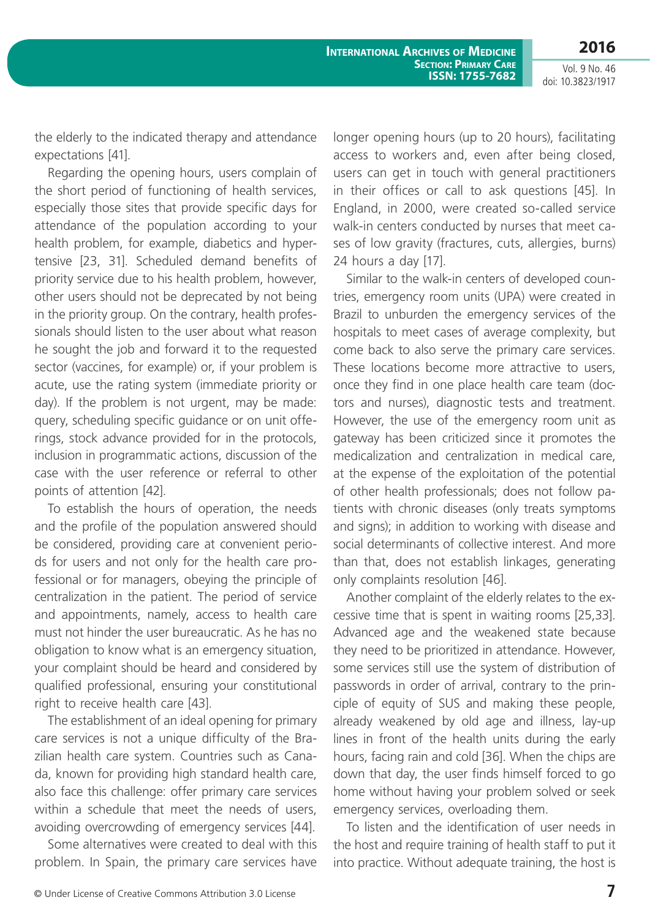the elderly to the indicated therapy and attendance expectations [41].

Regarding the opening hours, users complain of the short period of functioning of health services, especially those sites that provide specific days for attendance of the population according to your health problem, for example, diabetics and hypertensive [23, 31]. Scheduled demand benefits of priority service due to his health problem, however, other users should not be deprecated by not being in the priority group. On the contrary, health professionals should listen to the user about what reason he sought the job and forward it to the requested sector (vaccines, for example) or, if your problem is acute, use the rating system (immediate priority or day). If the problem is not urgent, may be made: query, scheduling specific guidance or on unit offerings, stock advance provided for in the protocols, inclusion in programmatic actions, discussion of the case with the user reference or referral to other points of attention [42].

To establish the hours of operation, the needs and the profile of the population answered should be considered, providing care at convenient periods for users and not only for the health care professional or for managers, obeying the principle of centralization in the patient. The period of service and appointments, namely, access to health care must not hinder the user bureaucratic. As he has no obligation to know what is an emergency situation, your complaint should be heard and considered by qualified professional, ensuring your constitutional right to receive health care [43].

The establishment of an ideal opening for primary care services is not a unique difficulty of the Brazilian health care system. Countries such as Canada, known for providing high standard health care, also face this challenge: offer primary care services within a schedule that meet the needs of users, avoiding overcrowding of emergency services [44].

Some alternatives were created to deal with this problem. In Spain, the primary care services have longer opening hours (up to 20 hours), facilitating access to workers and, even after being closed, users can get in touch with general practitioners in their offices or call to ask questions [45]. In England, in 2000, were created so-called service walk-in centers conducted by nurses that meet cases of low gravity (fractures, cuts, allergies, burns) 24 hours a day [17].

Similar to the walk-in centers of developed countries, emergency room units (UPA) were created in Brazil to unburden the emergency services of the hospitals to meet cases of average complexity, but come back to also serve the primary care services. These locations become more attractive to users, once they find in one place health care team (doctors and nurses), diagnostic tests and treatment. However, the use of the emergency room unit as gateway has been criticized since it promotes the medicalization and centralization in medical care, at the expense of the exploitation of the potential of other health professionals; does not follow patients with chronic diseases (only treats symptoms and signs); in addition to working with disease and social determinants of collective interest. And more than that, does not establish linkages, generating only complaints resolution [46].

Another complaint of the elderly relates to the excessive time that is spent in waiting rooms [25,33]. Advanced age and the weakened state because they need to be prioritized in attendance. However, some services still use the system of distribution of passwords in order of arrival, contrary to the principle of equity of SUS and making these people, already weakened by old age and illness, lay-up lines in front of the health units during the early hours, facing rain and cold [36]. When the chips are down that day, the user finds himself forced to go home without having your problem solved or seek emergency services, overloading them.

To listen and the identification of user needs in the host and require training of health staff to put it into practice. Without adequate training, the host is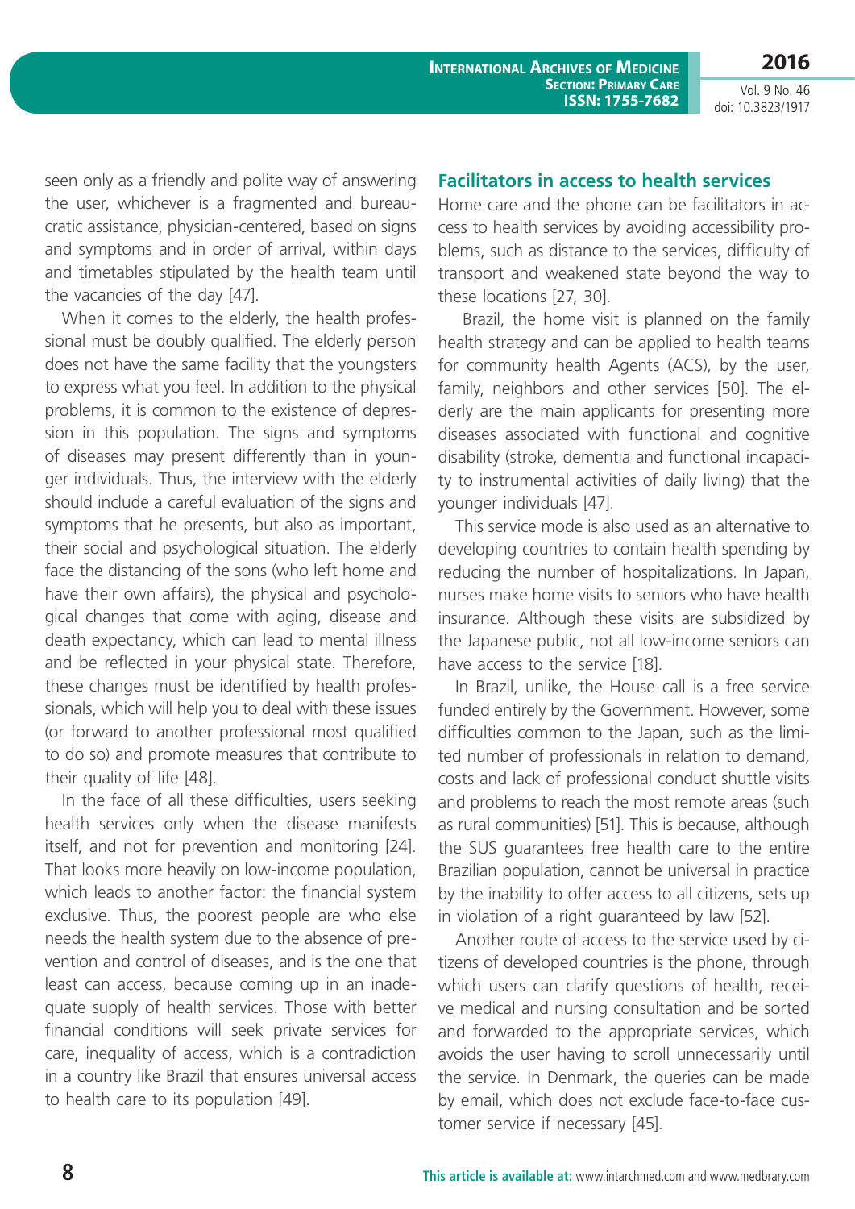seen only as a friendly and polite way of answering the user, whichever is a fragmented and bureaucratic assistance, physician-centered, based on signs and symptoms and in order of arrival, within days and timetables stipulated by the health team until the vacancies of the day [47].

When it comes to the elderly, the health professional must be doubly qualified. The elderly person does not have the same facility that the youngsters to express what you feel. In addition to the physical problems, it is common to the existence of depression in this population. The signs and symptoms of diseases may present differently than in younger individuals. Thus, the interview with the elderly should include a careful evaluation of the signs and symptoms that he presents, but also as important, their social and psychological situation. The elderly face the distancing of the sons (who left home and have their own affairs), the physical and psychological changes that come with aging, disease and death expectancy, which can lead to mental illness and be reflected in your physical state. Therefore, these changes must be identified by health professionals, which will help you to deal with these issues (or forward to another professional most qualified to do so) and promote measures that contribute to their quality of life [48].

In the face of all these difficulties, users seeking health services only when the disease manifests itself, and not for prevention and monitoring [24]. That looks more heavily on low-income population, which leads to another factor: the financial system exclusive. Thus, the poorest people are who else needs the health system due to the absence of prevention and control of diseases, and is the one that least can access, because coming up in an inadequate supply of health services. Those with better financial conditions will seek private services for care, inequality of access, which is a contradiction in a country like Brazil that ensures universal access to health care to its population [49].

## Facilitators in access to health services

Home care and the phone can be facilitators in access to health services by avoiding accessibility problems, such as distance to the services, difficulty of transport and weakened state beyond the way to these locations [27, 30].

Brazil, the home visit is planned on the family health strategy and can be applied to health teams for community health Agents (ACS), by the user, family, neighbors and other services [50]. The elderly are the main applicants for presenting more diseases associated with functional and cognitive disability (stroke, dementia and functional incapacity to instrumental activities of daily living) that the younger individuals [47].

This service mode is also used as an alternative to developing countries to contain health spending by reducing the number of hospitalizations. In Japan, nurses make home visits to seniors who have health insurance. Although these visits are subsidized by the Japanese public, not all low-income seniors can have access to the service [18].

In Brazil, unlike, the House call is a free service funded entirely by the Government. However, some difficulties common to the Japan, such as the limited number of professionals in relation to demand, costs and lack of professional conduct shuttle visits and problems to reach the most remote areas (such as rural communities) [51]. This is because, although the SUS guarantees free health care to the entire Brazilian population, cannot be universal in practice by the inability to offer access to all citizens, sets up in violation of a right guaranteed by law [52].

Another route of access to the service used by citizens of developed countries is the phone, through which users can clarify questions of health, receive medical and nursing consultation and be sorted and forwarded to the appropriate services, which avoids the user having to scroll unnecessarily until the service. In Denmark, the queries can be made by email, which does not exclude face-to-face customer service if necessary [45].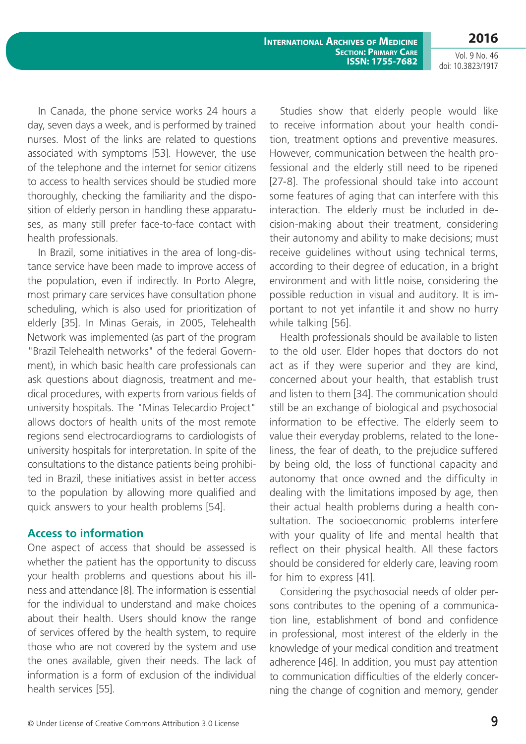In Canada, the phone service works 24 hours a day, seven days a week, and is performed by trained nurses. Most of the links are related to questions associated with symptoms [53]. However, the use of the telephone and the internet for senior citizens to access to health services should be studied more thoroughly, checking the familiarity and the disposition of elderly person in handling these apparatuses, as many still prefer face-to-face contact with health professionals.

In Brazil, some initiatives in the area of long-distance service have been made to improve access of the population, even if indirectly. In Porto Alegre, most primary care services have consultation phone scheduling, which is also used for prioritization of elderly [35]. In Minas Gerais, in 2005, Telehealth Network was implemented (as part of the program "Brazil Telehealth networks" of the federal Government), in which basic health care professionals can ask questions about diagnosis, treatment and medical procedures, with experts from various fields of university hospitals. The "Minas Telecardio Project" allows doctors of health units of the most remote regions send electrocardiograms to cardiologists of university hospitals for interpretation. In spite of the consultations to the distance patients being prohibited in Brazil, these initiatives assist in better access to the population by allowing more qualified and quick answers to your health problems [54].

### Access to information

One aspect of access that should be assessed is whether the patient has the opportunity to discuss your health problems and questions about his illness and attendance [8]. The information is essential for the individual to understand and make choices about their health. Users should know the range of services offered by the health system, to require those who are not covered by the system and use the ones available, given their needs. The lack of information is a form of exclusion of the individual health services [55].

Studies show that elderly people would like to receive information about your health condition, treatment options and preventive measures. However, communication between the health professional and the elderly still need to be ripened [27-8]. The professional should take into account some features of aging that can interfere with this interaction. The elderly must be included in decision-making about their treatment, considering their autonomy and ability to make decisions; must receive guidelines without using technical terms, according to their degree of education, in a bright environment and with little noise, considering the possible reduction in visual and auditory. It is important to not yet infantile it and show no hurry while talking [56].

Health professionals should be available to listen to the old user. Elder hopes that doctors do not act as if they were superior and they are kind, concerned about your health, that establish trust and listen to them [34]. The communication should still be an exchange of biological and psychosocial information to be effective. The elderly seem to value their everyday problems, related to the loneliness, the fear of death, to the prejudice suffered by being old, the loss of functional capacity and autonomy that once owned and the difficulty in dealing with the limitations imposed by age, then their actual health problems during a health consultation. The socioeconomic problems interfere with your quality of life and mental health that reflect on their physical health. All these factors should be considered for elderly care, leaving room for him to express [41].

Considering the psychosocial needs of older persons contributes to the opening of a communication line, establishment of bond and confidence in professional, most interest of the elderly in the knowledge of your medical condition and treatment adherence [46]. In addition, you must pay attention to communication difficulties of the elderly concerning the change of cognition and memory, gender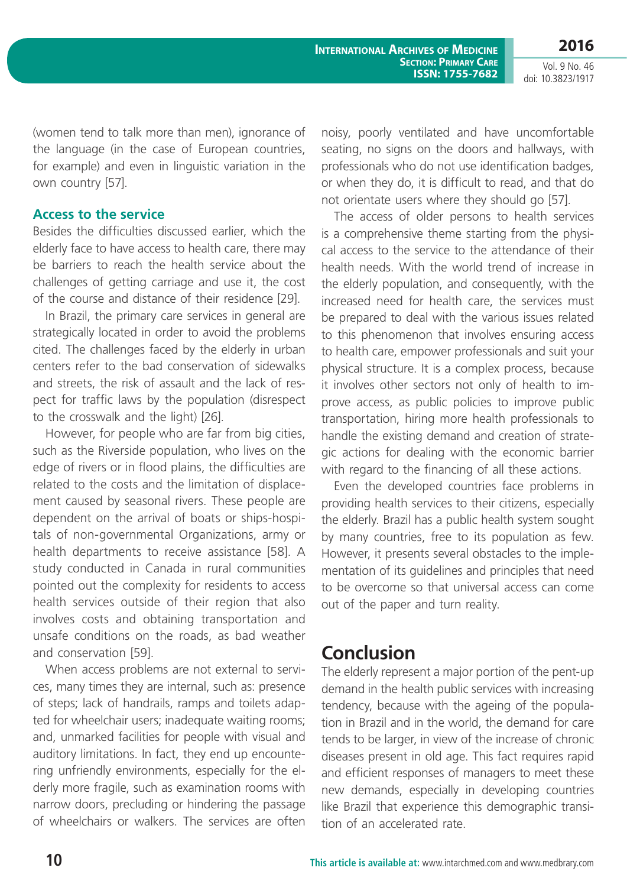(women tend to talk more than men), ignorance of the language (in the case of European countries, for example) and even in linguistic variation in the own country [57].

### Access to the service

Besides the difficulties discussed earlier, which the elderly face to have access to health care, there may be barriers to reach the health service about the challenges of getting carriage and use it, the cost of the course and distance of their residence [29].

In Brazil, the primary care services in general are strategically located in order to avoid the problems cited. The challenges faced by the elderly in urban centers refer to the bad conservation of sidewalks and streets, the risk of assault and the lack of respect for traffic laws by the population (disrespect to the crosswalk and the light) [26].

However, for people who are far from big cities, such as the Riverside population, who lives on the edge of rivers or in flood plains, the difficulties are related to the costs and the limitation of displacement caused by seasonal rivers. These people are dependent on the arrival of boats or ships-hospitals of non-governmental Organizations, army or health departments to receive assistance [58]. A study conducted in Canada in rural communities pointed out the complexity for residents to access health services outside of their region that also involves costs and obtaining transportation and unsafe conditions on the roads, as bad weather and conservation [59].

When access problems are not external to services, many times they are internal, such as: presence of steps; lack of handrails, ramps and toilets adapted for wheelchair users; inadequate waiting rooms; and, unmarked facilities for people with visual and auditory limitations. In fact, they end up encountering unfriendly environments, especially for the elderly more fragile, such as examination rooms with narrow doors, precluding or hindering the passage of wheelchairs or walkers. The services are often noisy, poorly ventilated and have uncomfortable seating, no signs on the doors and hallways, with professionals who do not use identification badges, or when they do, it is difficult to read, and that do not orientate users where they should go [57].

The access of older persons to health services is a comprehensive theme starting from the physical access to the service to the attendance of their health needs. With the world trend of increase in the elderly population, and consequently, with the increased need for health care, the services must be prepared to deal with the various issues related to this phenomenon that involves ensuring access to health care, empower professionals and suit your physical structure. It is a complex process, because it involves other sectors not only of health to improve access, as public policies to improve public transportation, hiring more health professionals to handle the existing demand and creation of strategic actions for dealing with the economic barrier with regard to the financing of all these actions.

Even the developed countries face problems in providing health services to their citizens, especially the elderly. Brazil has a public health system sought by many countries, free to its population as few. However, it presents several obstacles to the implementation of its guidelines and principles that need to be overcome so that universal access can come out of the paper and turn reality.

## Conclusion

The elderly represent a major portion of the pent-up demand in the health public services with increasing tendency, because with the ageing of the population in Brazil and in the world, the demand for care tends to be larger, in view of the increase of chronic diseases present in old age. This fact requires rapid and efficient responses of managers to meet these new demands, especially in developing countries like Brazil that experience this demographic transition of an accelerated rate.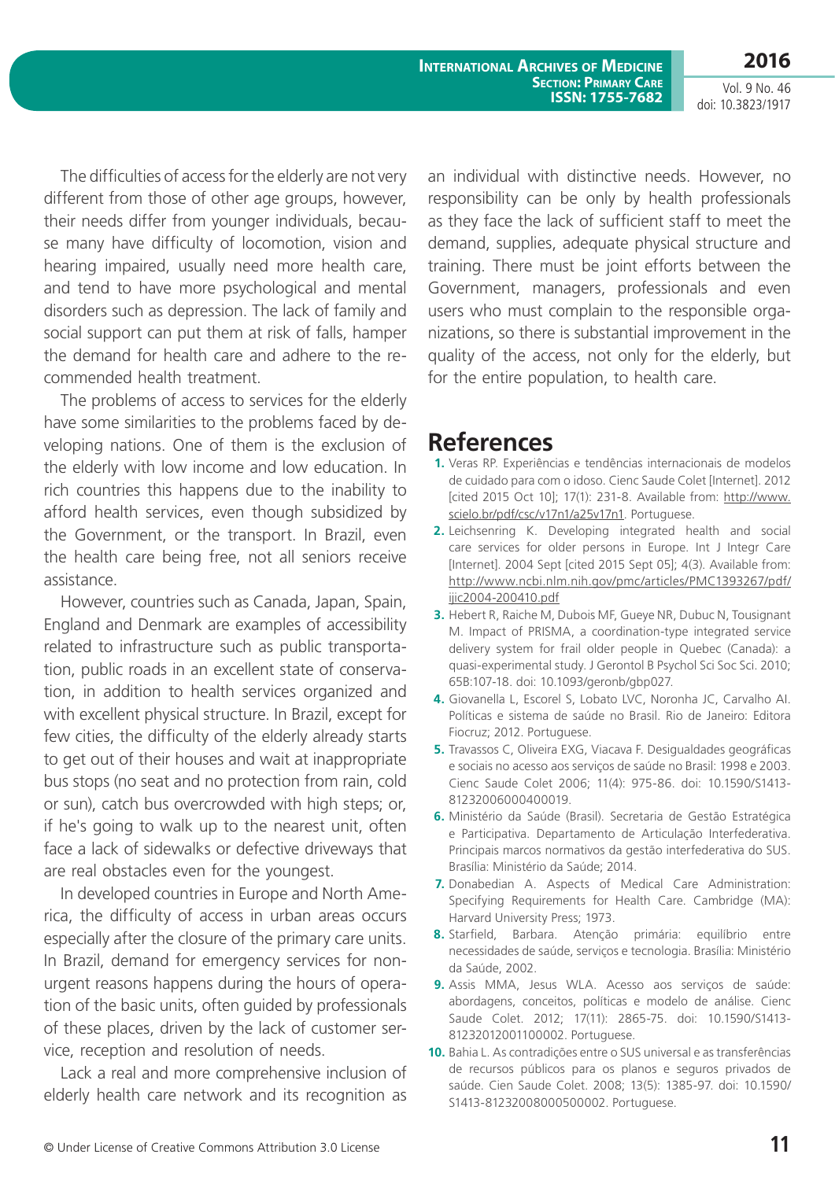The difficulties of access for the elderly are not very different from those of other age groups, however, their needs differ from younger individuals, because many have difficulty of locomotion, vision and hearing impaired, usually need more health care, and tend to have more psychological and mental disorders such as depression. The lack of family and social support can put them at risk of falls, hamper the demand for health care and adhere to the recommended health treatment.

The problems of access to services for the elderly have some similarities to the problems faced by developing nations. One of them is the exclusion of the elderly with low income and low education. In rich countries this happens due to the inability to afford health services, even though subsidized by the Government, or the transport. In Brazil, even the health care being free, not all seniors receive assistance.

However, countries such as Canada, Japan, Spain, England and Denmark are examples of accessibility related to infrastructure such as public transportation, public roads in an excellent state of conservation, in addition to health services organized and with excellent physical structure. In Brazil, except for few cities, the difficulty of the elderly already starts to get out of their houses and wait at inappropriate bus stops (no seat and no protection from rain, cold or sun), catch bus overcrowded with high steps; or, if he's going to walk up to the nearest unit, often face a lack of sidewalks or defective driveways that are real obstacles even for the youngest.

In developed countries in Europe and North America, the difficulty of access in urban areas occurs especially after the closure of the primary care units. In Brazil, demand for emergency services for non-urgent reasons happens during the hours of operation of the basic units, often guided by professionals of these places, driven by the lack of customer service, reception and resolution of needs.

Lack a real and more comprehensive inclusion of elderly health care network and its recognition as an individual with distinctive needs. However, no responsibility can be only by health professionals as they face the lack of sufficient staff to meet the demand, supplies, adequate physical structure and training. There must be joint efforts between the Government, managers, professionals and even users who must complain to the responsible organizations, so there is substantial improvement in the quality of the access, not only for the elderly, but for the entire population, to health care.

# References

1. Veras RP. Experiências e tendências internacionais de modelos de cuidado para com o idoso. Cienc Saude Colet [Internet]. 2012 [cited 2015 Oct 10]; 17(1): 231-8. Available from: http://www.scielo.br/pdf/csc/v17n1/a25v17n1. Portuguese.
2. Leichsenring K. Developing integrated health and social care services for older persons in Europe. Int J Integr Care [Internet]. 2004 Sept [cited 2015 Sept 05]; 4(3). Available from: http://www.ncbi.nlm.nih.gov/pmc/articles/PMC1393267/pdf/ijic2004-200410.pdf
3. Hebert R, Raiche M, Dubois MF, Gueye NR, Dubuc N, Tousignant M. Impact of PRISMA, a coordination-type integrated service delivery system for frail older people in Quebec (Canada): a quasi-experimental study. J Gerontol B Psychol Sci Soc Sci. 2010; 65B:107-18. doi: 10.1093/geronb/gbp027.
4. Giovanella L, Escorel S, Lobato LVC, Noronha JC, Carvalho AI. Políticas e sistema de saúde no Brasil. Rio de Janeiro: Editora Fiocruz; 2012. Portuguese.
5. Travassos C, Oliveira EXG, Viacava F. Desigualdades geográficas e sociais no acesso aos serviços de saúde no Brasil: 1998 e 2003. Cienc Saude Colet 2006; 11(4): 975-86. doi: 10.1590/S1413-81232006000400019.
6. Ministério da Saúde (Brasil). Secretaria de Gestão Estratégica e Participativa. Departamento de Articulação Interfederativa. Principais marcos normativos da gestão interfederativa do SUS. Brasília: Ministério da Saúde; 2014.
7. Donabedian A. Aspects of Medical Care Administration: Specifying Requirements for Health Care. Cambridge (MA): Harvard University Press; 1973.
8. Starfield, Barbara. Atenção primária: equilíbrio entre necessidades de saúde, serviços e tecnologia. Brasília: Ministério da Saúde, 2002.
9. Assis MMA, Jesus WLA. Acesso aos serviços de saúde: abordagens, conceitos, políticas e modelo de análise. Cienc Saude Colet. 2012; 17(11): 2865-75. doi: 10.1590/S1413-81232012001100002. Portuguese.
10. Bahia L. As contradições entre o SUS universal e as transferências de recursos públicos para os planos e seguros privados de saúde. Cien Saude Colet. 2008; 13(5): 1385-97. doi: 10.1590/S1413-81232008000500002. Portuguese.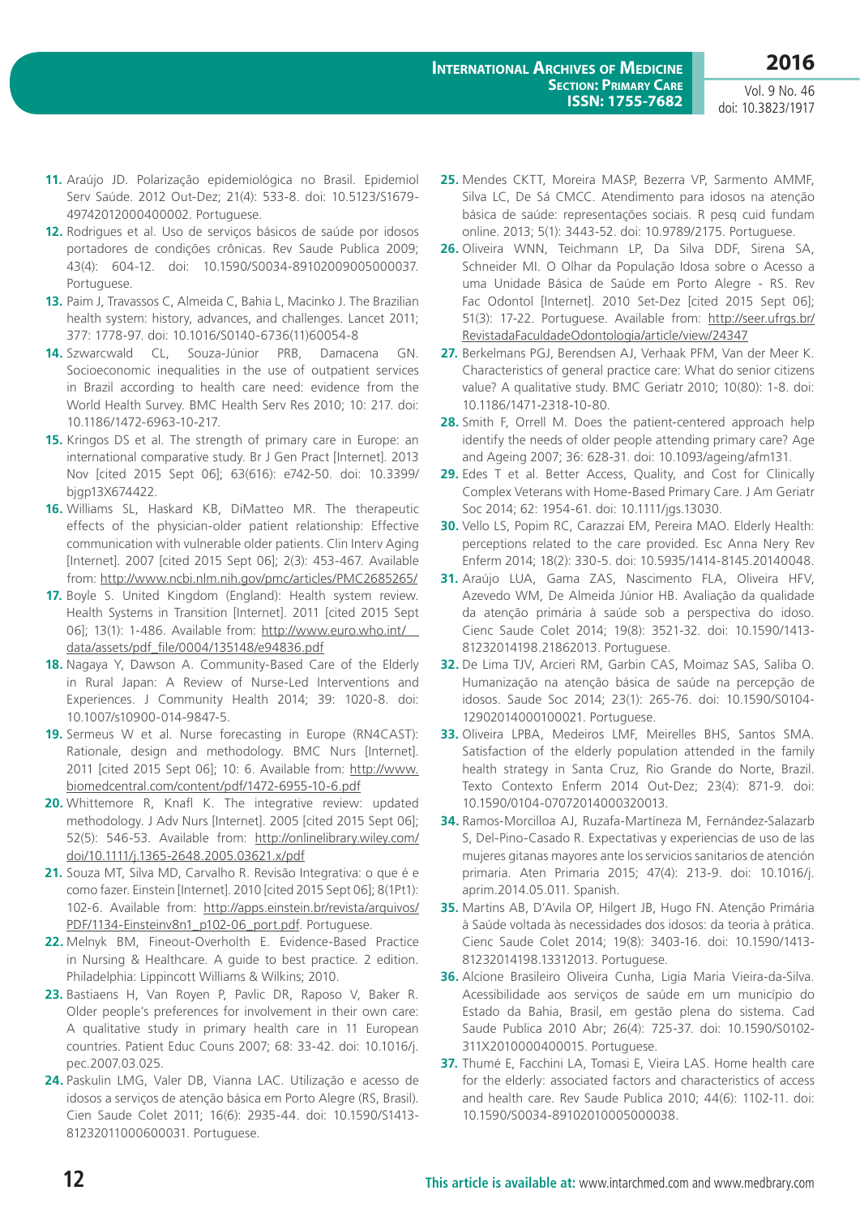11. Araújo JD. Polarização epidemiológica no Brasil. Epidemiol Serv Saúde. 2012 Out-Dez; 21(4): 533-8. doi: 10.5123/S1679-49742012000400002. Portuguese.
12. Rodrigues et al. Uso de serviços básicos de saúde por idosos portadores de condições crônicas. Rev Saude Publica 2009; 43(4): 604-12. doi: 10.1590/S0034-89102009005000037. Portuguese.
13. Paim J, Travassos C, Almeida C, Bahia L, Macinko J. The Brazilian health system: history, advances, and challenges. Lancet 2011; 377: 1778-97. doi: 10.1016/S0140-6736(11)60054-8
14. Szwarcwald CL, Souza-Júnior PRB, Damacena GN. Socioeconomic inequalities in the use of outpatient services in Brazil according to health care need: evidence from the World Health Survey. BMC Health Serv Res 2010; 10: 217. doi: 10.1186/1472-6963-10-217.
15. Kringos DS et al. The strength of primary care in Europe: an international comparative study. Br J Gen Pract [Internet]. 2013 Nov [cited 2015 Sept 06]; 63(616): e742-50. doi: 10.3399/bjgp13X674422.
16. Williams SL, Haskard KB, DiMatteo MR. The therapeutic effects of the physician-older patient relationship: Effective communication with vulnerable older patients. Clin Interv Aging [Internet]. 2007 [cited 2015 Sept 06]; 2(3): 453-467. Available from: http://www.ncbi.nlm.nih.gov/pmc/articles/PMC2685265/
17. Boyle S. United Kingdom (England): Health system review. Health Systems in Transition [Internet]. 2011 [cited 2015 Sept 06]; 13(1): 1-486. Available from: http://www.euro.who.int/__data/assets/pdf_file/0004/135148/e94836.pdf
18. Nagaya Y, Dawson A. Community-Based Care of the Elderly in Rural Japan: A Review of Nurse-Led Interventions and Experiences. J Community Health 2014; 39: 1020-8. doi: 10.1007/s10900-014-9847-5.
19. Sermeus W et al. Nurse forecasting in Europe (RN4CAST): Rationale, design and methodology. BMC Nurs [Internet]. 2011 [cited 2015 Sept 06]; 10: 6. Available from: http://www.biomedcentral.com/content/pdf/1472-6955-10-6.pdf
20. Whittemore R, Knafl K. The integrative review: updated methodology. J Adv Nurs [Internet]. 2005 [cited 2015 Sept 06]; 52(5): 546-53. Available from: http://onlinelibrary.wiley.com/doi/10.1111/j.1365-2648.2005.03621.x/pdf
21. Souza MT, Silva MD, Carvalho R. Revisão Integrativa: o que é e como fazer. Einstein [Internet]. 2010 [cited 2015 Sept 06]; 8(1Pt1): 102-6. Available from: http://apps.einstein.br/revista/arquivos/PDF/1134-Einsteinv8n1_p102-06_port.pdf. Portuguese.
22. Melnyk BM, Fineout-Overholth E. Evidence-Based Practice in Nursing & Healthcare. A guide to best practice. 2 edition. Philadelphia: Lippincott Williams & Wilkins; 2010.
23. Bastiaens H, Van Royen P, Pavlic DR, Raposo V, Baker R. Older people's preferences for involvement in their own care: A qualitative study in primary health care in 11 European countries. Patient Educ Couns 2007; 68: 33-42. doi: 10.1016/j.pec.2007.03.025.
24. Paskulin LMG, Valer DB, Vianna LAC. Utilização e acesso de idosos a serviços de atenção básica em Porto Alegre (RS, Brasil). Cien Saude Colet 2011; 16(6): 2935-44. doi: 10.1590/S1413-81232011000600031. Portuguese.
25. Mendes CKTT, Moreira MASP, Bezerra VP, Sarmento AMMF, Silva LC, De Sá CMCC. Atendimento para idosos na atenção básica de saúde: representações sociais. R pesq cuid fundam online. 2013; 5(1): 3443-52. doi: 10.9789/2175. Portuguese.
26. Oliveira WNN, Teichmann LP, Da Silva DDF, Sirena SA, Schneider MI. O Olhar da População Idosa sobre o Acesso a uma Unidade Básica de Saúde em Porto Alegre - RS. Rev Fac Odontol [Internet]. 2010 Set-Dez [cited 2015 Sept 06]; 51(3): 17-22. Portuguese. Available from: http://seer.ufrgs.br/RevistadaFaculdadeOdontologia/article/view/24347
27. Berkelmans PGJ, Berendsen AJ, Verhaak PFM, Van der Meer K. Characteristics of general practice care: What do senior citizens value? A qualitative study. BMC Geriatr 2010; 10(80): 1-8. doi: 10.1186/1471-2318-10-80.
28. Smith F, Orrell M. Does the patient-centered approach help identify the needs of older people attending primary care? Age and Ageing 2007; 36: 628-31. doi: 10.1093/ageing/afm131.
29. Edes T et al. Better Access, Quality, and Cost for Clinically Complex Veterans with Home-Based Primary Care. J Am Geriatr Soc 2014; 62: 1954-61. doi: 10.1111/jgs.13030.
30. Vello LS, Popim RC, Carazzai EM, Pereira MAO. Elderly Health: perceptions related to the care provided. Esc Anna Nery Rev Enferm 2014; 18(2): 330-5. doi: 10.5935/1414-8145.20140048.
31. Araújo LUA, Gama ZAS, Nascimento FLA, Oliveira HFV, Azevedo WM, De Almeida Júnior HB. Avaliação da qualidade da atenção primária à saúde sob a perspectiva do idoso. Cienc Saude Colet 2014; 19(8): 3521-32. doi: 10.1590/1413-81232014198.21862013. Portuguese.
32. De Lima TJV, Arcieri RM, Garbin CAS, Moimaz SAS, Saliba O. Humanização na atenção básica de saúde na percepção de idosos. Saude Soc 2014; 23(1): 265-76. doi: 10.1590/S0104-12902014000100021. Portuguese.
33. Oliveira LPBA, Medeiros LMF, Meirelles BHS, Santos SMA. Satisfaction of the elderly population attended in the family health strategy in Santa Cruz, Rio Grande do Norte, Brazil. Texto Contexto Enferm 2014 Out-Dez; 23(4): 871-9. doi: 10.1590/0104-07072014000320013.
34. Ramos-Morcilloa AJ, Ruzafa-Martíneza M, Fernández-Salazarb S, Del-Pino-Casado R. Expectativas y experiencias de uso de las mujeres gitanas mayores ante los servicios sanitarios de atención primaria. Aten Primaria 2015; 47(4): 213-9. doi: 10.1016/j.aprim.2014.05.011. Spanish.
35. Martins AB, D'Avila OP, Hilgert JB, Hugo FN. Atenção Primária à Saúde voltada às necessidades dos idosos: da teoria à prática. Cienc Saude Colet 2014; 19(8): 3403-16. doi: 10.1590/1413-81232014198.13312013. Portuguese.
36. Alcione Brasileiro Oliveira Cunha, Ligia Maria Vieira-da-Silva. Acessibilidade aos serviços de saúde em um município do Estado da Bahia, Brasil, em gestão plena do sistema. Cad Saude Publica 2010 Abr; 26(4): 725-37. doi: 10.1590/S0102-311X2010000400015. Portuguese.
37. Thumé E, Facchini LA, Tomasi E, Vieira LAS. Home health care for the elderly: associated factors and characteristics of access and health care. Rev Saude Publica 2010; 44(6): 1102-11. doi: 10.1590/S0034-89102010005000038.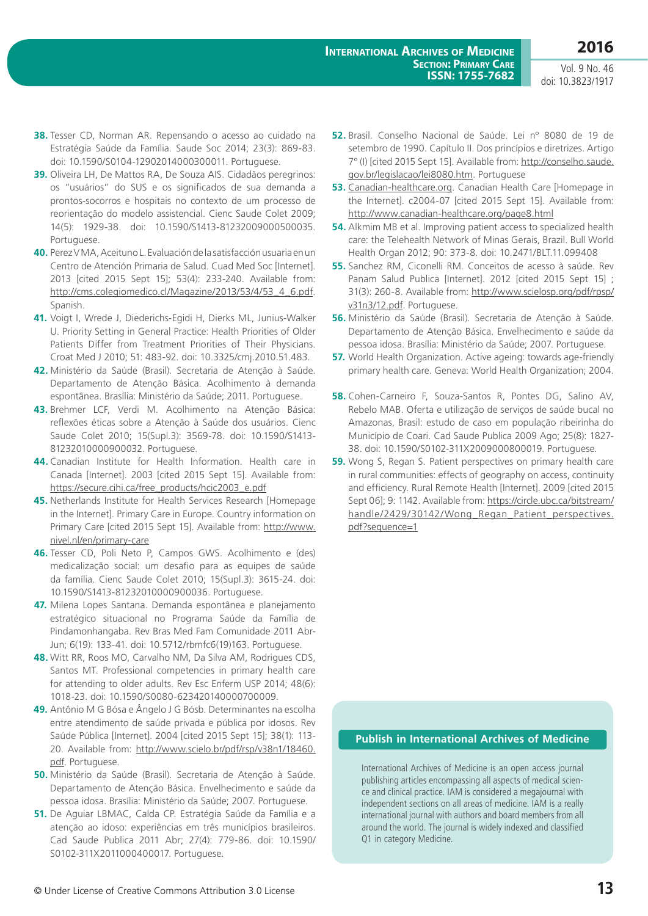38. Tesser CD, Norman AR. Repensando o acesso ao cuidado na Estratégia Saúde da Família. Saude Soc 2014; 23(3): 869-83. doi: 10.1590/S0104-12902014000300011. Portuguese.
39. Oliveira LH, De Mattos RA, De Souza AIS. Cidadãos peregrinos: os "usuários" do SUS e os significados de sua demanda a prontos-socorros e hospitais no contexto de um processo de reorientação do modelo assistencial. Cienc Saude Colet 2009; 14(5): 1929-38. doi: 10.1590/S1413-81232009000500035. Portuguese.
40. Perez V MA, Aceituno L. Evaluación de la satisfacción usuaria en un Centro de Atención Primaria de Salud. Cuad Med Soc [Internet]. 2013 [cited 2015 Sept 15]; 53(4): 233-240. Available from: http://cms.colegiomedico.cl/Magazine/2013/53/4/53_4_6.pdf. Spanish.
41. Voigt I, Wrede J, Diederichs-Egidi H, Dierks ML, Junius-Walker U. Priority Setting in General Practice: Health Priorities of Older Patients Differ from Treatment Priorities of Their Physicians. Croat Med J 2010; 51: 483-92. doi: 10.3325/cmj.2010.51.483.
42. Ministério da Saúde (Brasil). Secretaria de Atenção à Saúde. Departamento de Atenção Básica. Acolhimento à demanda espontânea. Brasília: Ministério da Saúde; 2011. Portuguese.
43. Brehmer LCF, Verdi M. Acolhimento na Atenção Básica: reflexões éticas sobre a Atenção à Saúde dos usuários. Cienc Saude Colet 2010; 15(Supl.3): 3569-78. doi: 10.1590/S1413-81232010000900032. Portuguese.
44. Canadian Institute for Health Information. Health care in Canada [Internet]. 2003 [cited 2015 Sept 15]. Available from: https://secure.cihi.ca/free_products/hcic2003_e.pdf
45. Netherlands Institute for Health Services Research [Homepage in the Internet]. Primary Care in Europe. Country information on Primary Care [cited 2015 Sept 15]. Available from: http://www.nivel.nl/en/primary-care
46. Tesser CD, Poli Neto P, Campos GWS. Acolhimento e (des) medicalização social: um desafio para as equipes de saúde da família. Cienc Saude Colet 2010; 15(Supl.3): 3615-24. doi: 10.1590/S1413-81232010000900036. Portuguese.
47. Milena Lopes Santana. Demanda espontânea e planejamento estratégico situacional no Programa Saúde da Família de Pindamonhangaba. Rev Bras Med Fam Comunidade 2011 Abr-Jun; 6(19): 133-41. doi: 10.5712/rbmfc6(19)163. Portuguese.
48. Witt RR, Roos MO, Carvalho NM, Da Silva AM, Rodrigues CDS, Santos MT. Professional competencies in primary health care for attending to older adults. Rev Esc Enferm USP 2014; 48(6): 1018-23. doi: 10.1590/S0080-623420140000700009.
49. Antônio M G Bósa e Ângelo J G Bósb. Determinantes na escolha entre atendimento de saúde privada e pública por idosos. Rev Saúde Pública [Internet]. 2004 [cited 2015 Sept 15]; 38(1): 113-20. Available from: http://www.scielo.br/pdf/rsp/v38n1/18460.pdf. Portuguese.
50. Ministério da Saúde (Brasil). Secretaria de Atenção à Saúde. Departamento de Atenção Básica. Envelhecimento e saúde da pessoa idosa. Brasília: Ministério da Saúde; 2007. Portuguese.
51. De Aguiar LBMAC, Calda CP. Estratégia Saúde da Família e a atenção ao idoso: experiências em três municípios brasileiros. Cad Saude Publica 2011 Abr; 27(4): 779-86. doi: 10.1590/S0102-311X2011000400017. Portuguese.
52. Brasil. Conselho Nacional de Saúde. Lei nº 8080 de 19 de setembro de 1990. Capítulo II. Dos princípios e diretrizes. Artigo 7º (I) [cited 2015 Sept 15]. Available from: http://conselho.saude.gov.br/legislacao/lei8080.htm. Portuguese
53. Canadian-healthcare.org. Canadian Health Care [Homepage in the Internet]. c2004-07 [cited 2015 Sept 15]. Available from: http://www.canadian-healthcare.org/page8.html
54. Alkmim MB et al. Improving patient access to specialized health care: the Telehealth Network of Minas Gerais, Brazil. Bull World Health Organ 2012; 90: 373-8. doi: 10.2471/BLT.11.099408
55. Sanchez RM, Ciconelli RM. Conceitos de acesso à saúde. Rev Panam Salud Publica [Internet]. 2012 [cited 2015 Sept 15] ; 31(3): 260-8. Available from: http://www.scielosp.org/pdf/rpsp/v31n3/12.pdf. Portuguese.
56. Ministério da Saúde (Brasil). Secretaria de Atenção à Saúde. Departamento de Atenção Básica. Envelhecimento e saúde da pessoa idosa. Brasília: Ministério da Saúde; 2007. Portuguese.
57. World Health Organization. Active ageing: towards age-friendly primary health care. Geneva: World Health Organization; 2004.
58. Cohen-Carneiro F, Souza-Santos R, Pontes DG, Salino AV, Rebelo MAB. Oferta e utilização de serviços de saúde bucal no Amazonas, Brasil: estudo de caso em população ribeirinha do Município de Coari. Cad Saude Publica 2009 Ago; 25(8): 1827-38. doi: 10.1590/S0102-311X2009000800019. Portuguese.
59. Wong S, Regan S. Patient perspectives on primary health care in rural communities: effects of geography on access, continuity and efficiency. Rural Remote Health [Internet]. 2009 [cited 2015 Sept 06]; 9: 1142. Available from: https://circle.ubc.ca/bitstream/handle/2429/30142/Wong_Regan_Patient_perspectives.pdf?sequence=1

**Publish in International Archives of Medicine**

International Archives of Medicine is an open access journal publishing articles encompassing all aspects of medical science and clinical practice. IAM is considered a megajournal with independent sections on all areas of medicine. IAM is a really international journal with authors and board members from all around the world. The journal is widely indexed and classified Q1 in category Medicine.